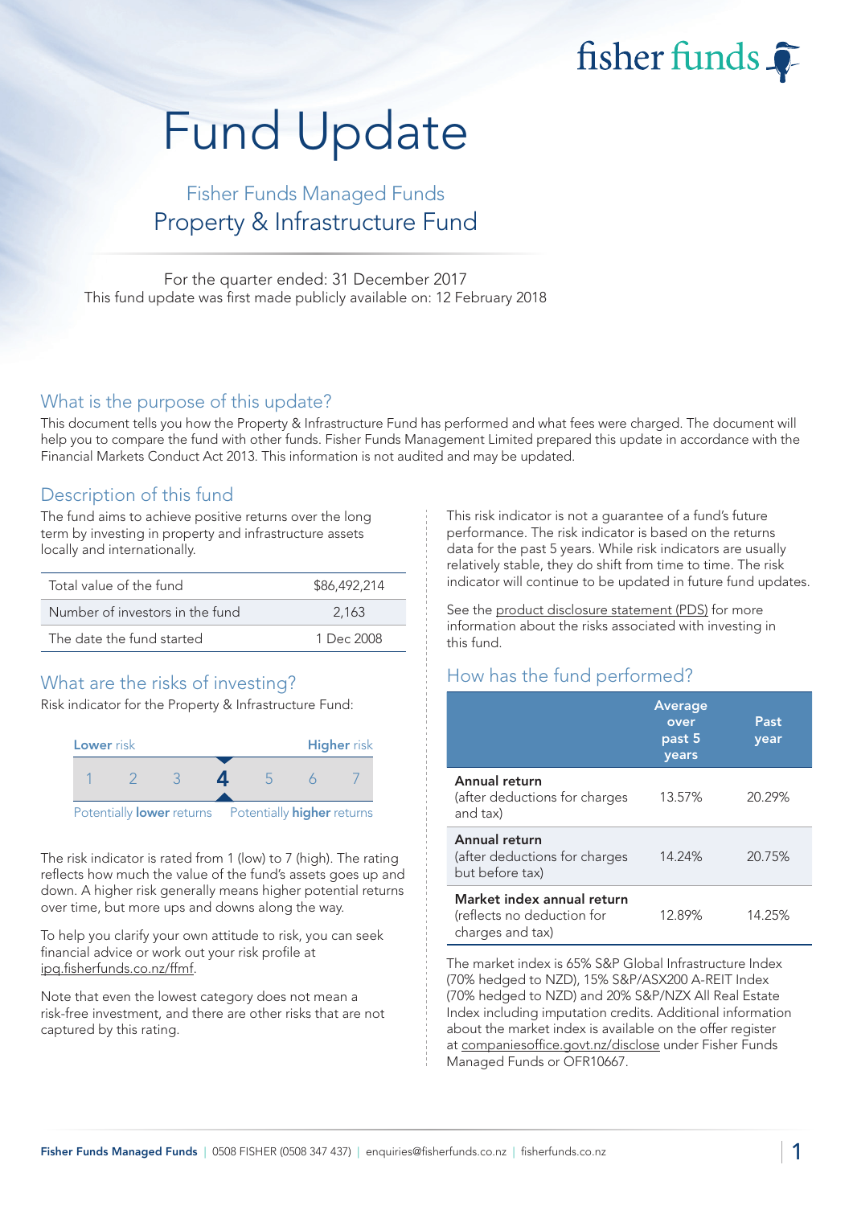# Fund Update

## Fisher Funds Managed Funds
## Property & Infrastructure Fund

For the quarter ended: 31 December 2017
This fund update was first made publicly available on: 12 February 2018

## What is the purpose of this update?

This document tells you how the Property & Infrastructure Fund has performed and what fees were charged. The document will help you to compare the fund with other funds. Fisher Funds Management Limited prepared this update in accordance with the Financial Markets Conduct Act 2013. This information is not audited and may be updated.

## Description of this fund

The fund aims to achieve positive returns over the long term by investing in property and infrastructure assets locally and internationally.

| | |
|---|---|
| Total value of the fund | $86,492,214 |
| Number of investors in the fund | 2,163 |
| The date the fund started | 1 Dec 2008 |

## What are the risks of investing?

Risk indicator for the Property & Infrastructure Fund:

**Lower** risk — **Higher** risk

1 2 3 **4** 5 6 7

Potentially **lower** returns — Potentially **higher** returns

The risk indicator is rated from 1 (low) to 7 (high). The rating reflects how much the value of the fund's assets goes up and down. A higher risk generally means higher potential returns over time, but more ups and downs along the way.

To help you clarify your own attitude to risk, you can seek financial advice or work out your risk profile at ipq.fisherfunds.co.nz/ffmf.

Note that even the lowest category does not mean a risk-free investment, and there are other risks that are not captured by this rating.

This risk indicator is not a guarantee of a fund's future performance. The risk indicator is based on the returns data for the past 5 years. While risk indicators are usually relatively stable, they do shift from time to time. The risk indicator will continue to be updated in future fund updates.

See the product disclosure statement (PDS) for more information about the risks associated with investing in this fund.

## How has the fund performed?

| | Average over past 5 years | Past year |
|---|---|---|
| **Annual return** (after deductions for charges and tax) | 13.57% | 20.29% |
| **Annual return** (after deductions for charges but before tax) | 14.24% | 20.75% |
| **Market index annual return** (reflects no deduction for charges and tax) | 12.89% | 14.25% |

The market index is 65% S&P Global Infrastructure Index (70% hedged to NZD), 15% S&P/ASX200 A-REIT Index (70% hedged to NZD) and 20% S&P/NZX All Real Estate Index including imputation credits. Additional information about the market index is available on the offer register at companiesoffice.govt.nz/disclose under Fisher Funds Managed Funds or OFR10667.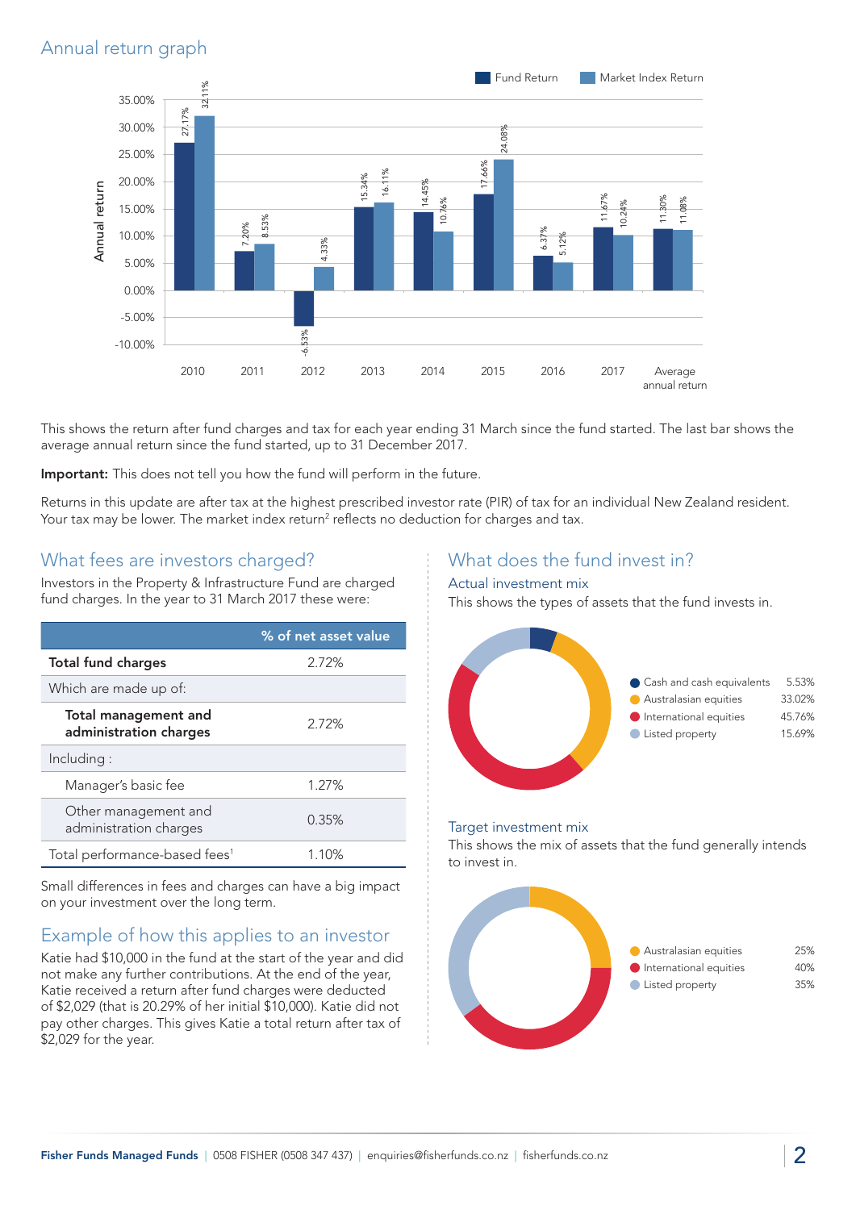## Annual return graph

| | Fund Return | Market Index Return |
|---|---|---|
| 2010 | 27.17% | 32.11% |
| 2011 | 7.20% | 8.53% |
| 2012 | -6.53% | 4.33% |
| 2013 | 15.34% | 16.11% |
| 2014 | 14.45% | 10.76% |
| 2015 | 17.66% | 24.08% |
| 2016 | 6.37% | 5.12% |
| 2017 | 11.67% | 10.24% |
| Average annual return | 11.30% | 11.08% |

This shows the return after fund charges and tax for each year ending 31 March since the fund started. The last bar shows the average annual return since the fund started, up to 31 December 2017.

**Important:** This does not tell you how the fund will perform in the future.

Returns in this update are after tax at the highest prescribed investor rate (PIR) of tax for an individual New Zealand resident. Your tax may be lower. The market index return[2] reflects no deduction for charges and tax.

## What fees are investors charged?

Investors in the Property & Infrastructure Fund are charged fund charges. In the year to 31 March 2017 these were:

| | % of net asset value |
|---|---|
| **Total fund charges** | 2.72% |
| Which are made up of: | |
| **Total management and administration charges** | 2.72% |
| Including : | |
| Manager's basic fee | 1.27% |
| Other management and administration charges | 0.35% |
| Total performance-based fees[1] | 1.10% |

Small differences in fees and charges can have a big impact on your investment over the long term.

## Example of how this applies to an investor

Katie had $10,000 in the fund at the start of the year and did not make any further contributions. At the end of the year, Katie received a return after fund charges were deducted of $2,029 (that is 20.29% of her initial $10,000). Katie did not pay other charges. This gives Katie a total return after tax of $2,029 for the year.

## What does the fund invest in?

### Actual investment mix

This shows the types of assets that the fund invests in.

| Asset | % |
|---|---|
| Cash and cash equivalents | 5.53% |
| Australasian equities | 33.02% |
| International equities | 45.76% |
| Listed property | 15.69% |

### Target investment mix

This shows the mix of assets that the fund generally intends to invest in.

| Asset | % |
|---|---|
| Australasian equities | 25% |
| International equities | 40% |
| Listed property | 35% |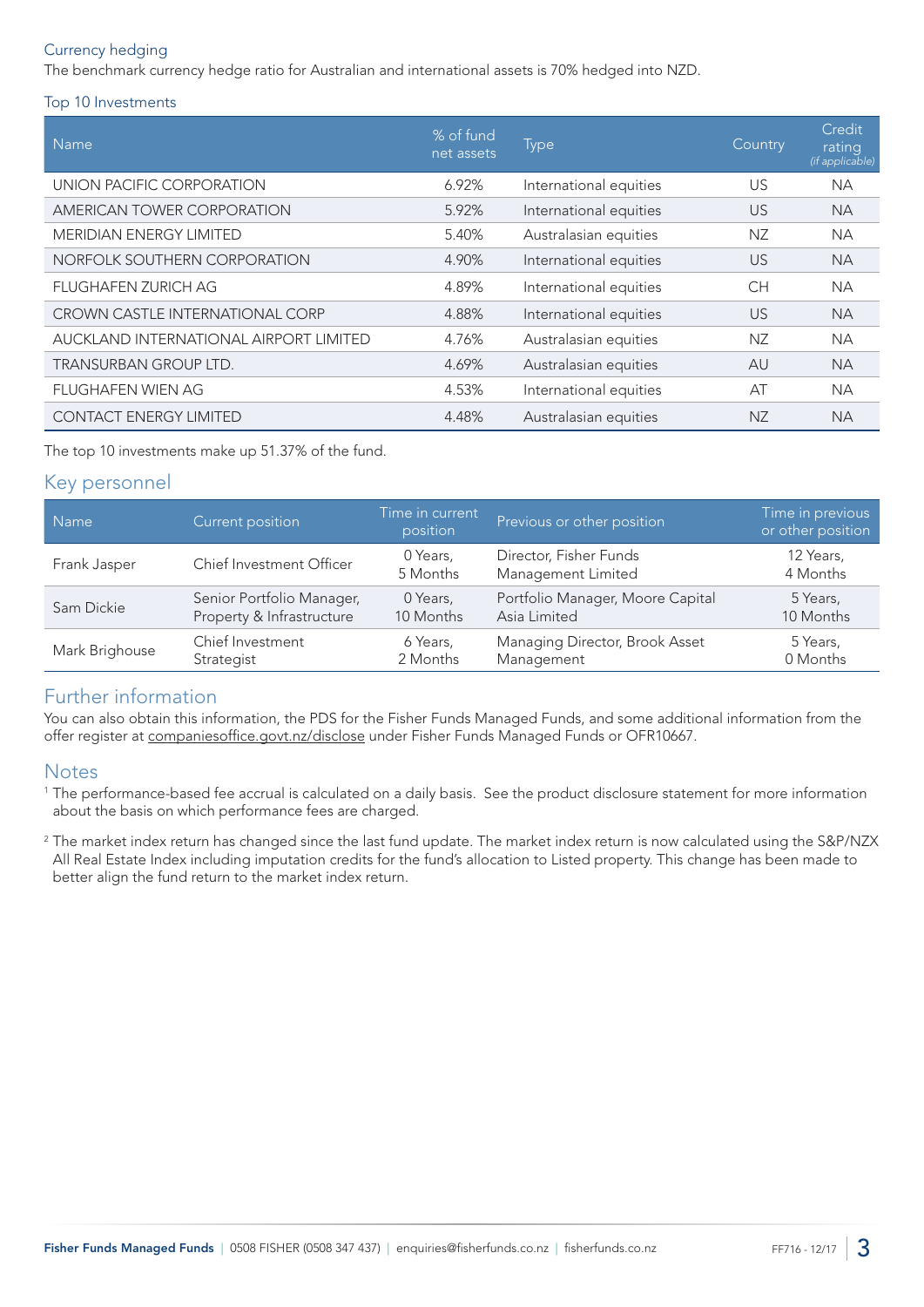### Currency hedging

The benchmark currency hedge ratio for Australian and international assets is 70% hedged into NZD.

### Top 10 Investments

| Name | % of fund net assets | Type | Country | Credit rating *(if applicable)* |
|---|---|---|---|---|
| UNION PACIFIC CORPORATION | 6.92% | International equities | US | NA |
| AMERICAN TOWER CORPORATION | 5.92% | International equities | US | NA |
| MERIDIAN ENERGY LIMITED | 5.40% | Australasian equities | NZ | NA |
| NORFOLK SOUTHERN CORPORATION | 4.90% | International equities | US | NA |
| FLUGHAFEN ZURICH AG | 4.89% | International equities | CH | NA |
| CROWN CASTLE INTERNATIONAL CORP | 4.88% | International equities | US | NA |
| AUCKLAND INTERNATIONAL AIRPORT LIMITED | 4.76% | Australasian equities | NZ | NA |
| TRANSURBAN GROUP LTD. | 4.69% | Australasian equities | AU | NA |
| FLUGHAFEN WIEN AG | 4.53% | International equities | AT | NA |
| CONTACT ENERGY LIMITED | 4.48% | Australasian equities | NZ | NA |

The top 10 investments make up 51.37% of the fund.

## Key personnel

| Name | Current position | Time in current position | Previous or other position | Time in previous or other position |
|---|---|---|---|---|
| Frank Jasper | Chief Investment Officer | 0 Years, 5 Months | Director, Fisher Funds Management Limited | 12 Years, 4 Months |
| Sam Dickie | Senior Portfolio Manager, Property & Infrastructure | 0 Years, 10 Months | Portfolio Manager, Moore Capital Asia Limited | 5 Years, 10 Months |
| Mark Brighouse | Chief Investment Strategist | 6 Years, 2 Months | Managing Director, Brook Asset Management | 5 Years, 0 Months |

## Further information

You can also obtain this information, the PDS for the Fisher Funds Managed Funds, and some additional information from the offer register at companiesoffice.govt.nz/disclose under Fisher Funds Managed Funds or OFR10667.

## Notes

[1] The performance-based fee accrual is calculated on a daily basis. See the product disclosure statement for more information about the basis on which performance fees are charged.

[2] The market index return has changed since the last fund update. The market index return is now calculated using the S&P/NZX All Real Estate Index including imputation credits for the fund's allocation to Listed property. This change has been made to better align the fund return to the market index return.

**Fisher Funds Managed Funds** | 0508 FISHER (0508 347 437) | enquiries@fisherfunds.co.nz | fisherfunds.co.nz

FF716 - 12/17